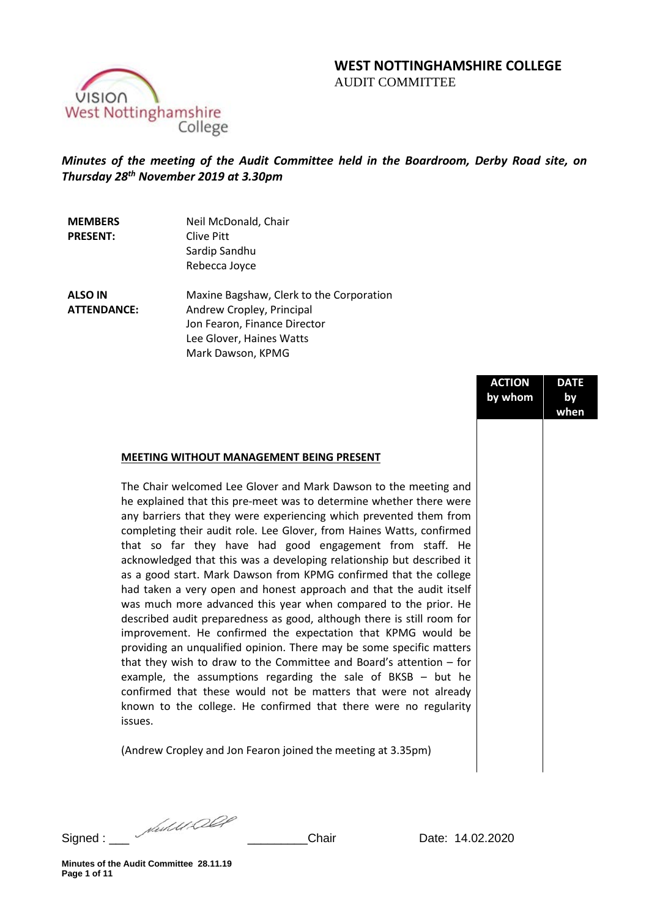# WEST NOTTINGHAMSHIRE COLLEGE

AUDIT COMMITTEE

***Minutes of the meeting of the Audit Committee held in the Boardroom, Derby Road site, on Thursday 28th November 2019 at 3.30pm***

| | |
|---|---|
| **MEMBERS PRESENT:** | Neil McDonald, Chair<br>Clive Pitt<br>Sardip Sandhu<br>Rebecca Joyce |
| **ALSO IN ATTENDANCE:** | Maxine Bagshaw, Clerk to the Corporation<br>Andrew Cropley, Principal<br>Jon Fearon, Finance Director<br>Lee Glover, Haines Watts<br>Mark Dawson, KPMG |

| | ACTION by whom | DATE by when |
|---|---|---|
| **MEETING WITHOUT MANAGEMENT BEING PRESENT** | | |
| The Chair welcomed Lee Glover and Mark Dawson to the meeting and he explained that this pre-meet was to determine whether there were any barriers that they were experiencing which prevented them from completing their audit role. Lee Glover, from Haines Watts, confirmed that so far they have had good engagement from staff. He acknowledged that this was a developing relationship but described it as a good start. Mark Dawson from KPMG confirmed that the college had taken a very open and honest approach and that the audit itself was much more advanced this year when compared to the prior. He described audit preparedness as good, although there is still room for improvement. He confirmed the expectation that KPMG would be providing an unqualified opinion. There may be some specific matters that they wish to draw to the Committee and Board's attention – for example, the assumptions regarding the sale of BKSB – but he confirmed that these would not be matters that were not already known to the college. He confirmed that there were no regularity issues. | | |
| (Andrew Cropley and Jon Fearon joined the meeting at 3.35pm) | | |

Signed : ___ [signature] _________Chair Date: 14.02.2020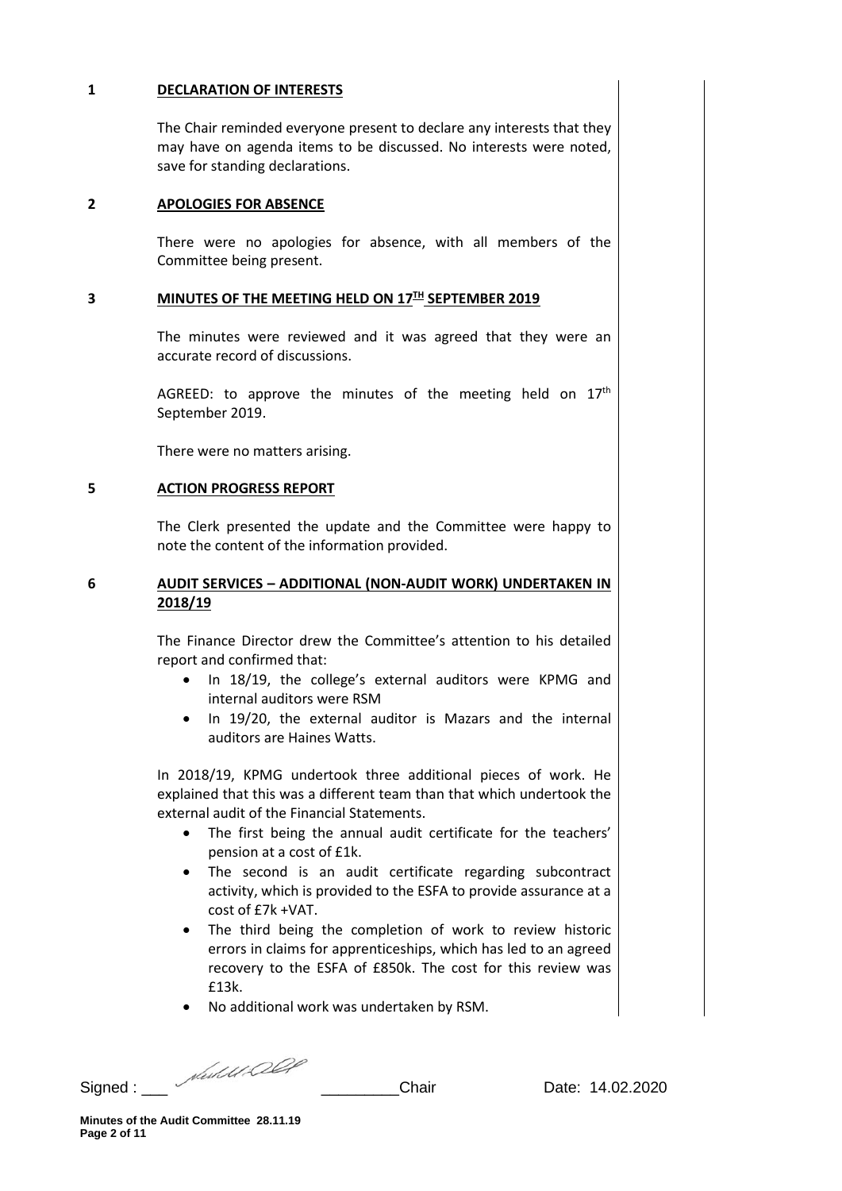## 1 DECLARATION OF INTERESTS

The Chair reminded everyone present to declare any interests that they may have on agenda items to be discussed. No interests were noted, save for standing declarations.

## 2 APOLOGIES FOR ABSENCE

There were no apologies for absence, with all members of the Committee being present.

## 3 MINUTES OF THE MEETING HELD ON 17TH SEPTEMBER 2019

The minutes were reviewed and it was agreed that they were an accurate record of discussions.

AGREED: to approve the minutes of the meeting held on 17th September 2019.

There were no matters arising.

## 5 ACTION PROGRESS REPORT

The Clerk presented the update and the Committee were happy to note the content of the information provided.

## 6 AUDIT SERVICES – ADDITIONAL (NON-AUDIT WORK) UNDERTAKEN IN 2018/19

The Finance Director drew the Committee's attention to his detailed report and confirmed that:

- In 18/19, the college's external auditors were KPMG and internal auditors were RSM
- In 19/20, the external auditor is Mazars and the internal auditors are Haines Watts.

In 2018/19, KPMG undertook three additional pieces of work. He explained that this was a different team than that which undertook the external audit of the Financial Statements.

- The first being the annual audit certificate for the teachers' pension at a cost of £1k.
- The second is an audit certificate regarding subcontract activity, which is provided to the ESFA to provide assurance at a cost of £7k +VAT.
- The third being the completion of work to review historic errors in claims for apprenticeships, which has led to an agreed recovery to the ESFA of £850k. The cost for this review was £13k.
- No additional work was undertaken by RSM.

Signed : ___ _________Chair Date: 14.02.2020

**Minutes of the Audit Committee 28.11.19**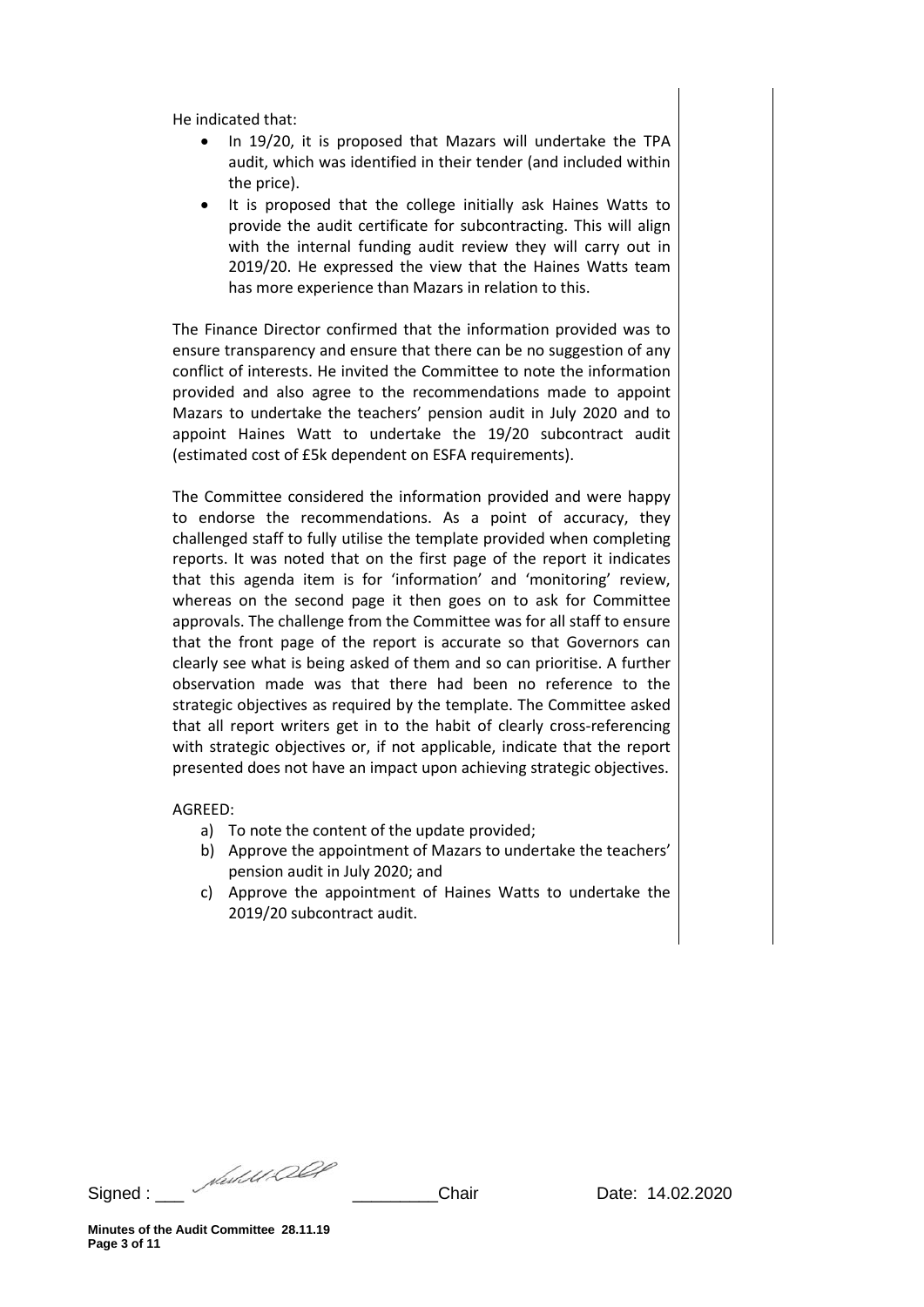He indicated that:

- In 19/20, it is proposed that Mazars will undertake the TPA audit, which was identified in their tender (and included within the price).
- It is proposed that the college initially ask Haines Watts to provide the audit certificate for subcontracting. This will align with the internal funding audit review they will carry out in 2019/20. He expressed the view that the Haines Watts team has more experience than Mazars in relation to this.

The Finance Director confirmed that the information provided was to ensure transparency and ensure that there can be no suggestion of any conflict of interests. He invited the Committee to note the information provided and also agree to the recommendations made to appoint Mazars to undertake the teachers' pension audit in July 2020 and to appoint Haines Watt to undertake the 19/20 subcontract audit (estimated cost of £5k dependent on ESFA requirements).

The Committee considered the information provided and were happy to endorse the recommendations. As a point of accuracy, they challenged staff to fully utilise the template provided when completing reports. It was noted that on the first page of the report it indicates that this agenda item is for 'information' and 'monitoring' review, whereas on the second page it then goes on to ask for Committee approvals. The challenge from the Committee was for all staff to ensure that the front page of the report is accurate so that Governors can clearly see what is being asked of them and so can prioritise. A further observation made was that there had been no reference to the strategic objectives as required by the template. The Committee asked that all report writers get in to the habit of clearly cross-referencing with strategic objectives or, if not applicable, indicate that the report presented does not have an impact upon achieving strategic objectives.

AGREED:

a) To note the content of the update provided;
b) Approve the appointment of Mazars to undertake the teachers' pension audit in July 2020; and
c) Approve the appointment of Haines Watts to undertake the 2019/20 subcontract audit.

Signed : ___ _________Chair Date: 14.02.2020

**Minutes of the Audit Committee 28.11.19**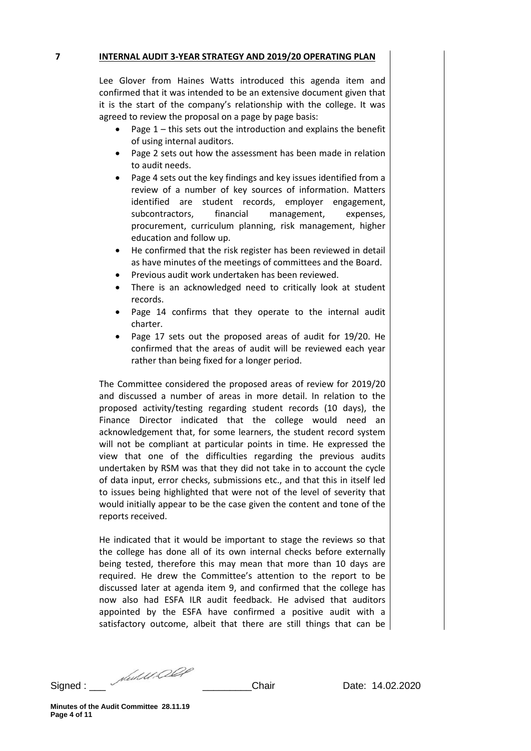## 7 INTERNAL AUDIT 3-YEAR STRATEGY AND 2019/20 OPERATING PLAN

Lee Glover from Haines Watts introduced this agenda item and confirmed that it was intended to be an extensive document given that it is the start of the company's relationship with the college. It was agreed to review the proposal on a page by page basis:

- Page 1 – this sets out the introduction and explains the benefit of using internal auditors.
- Page 2 sets out how the assessment has been made in relation to audit needs.
- Page 4 sets out the key findings and key issues identified from a review of a number of key sources of information. Matters identified are student records, employer engagement, subcontractors, financial management, expenses, procurement, curriculum planning, risk management, higher education and follow up.
- He confirmed that the risk register has been reviewed in detail as have minutes of the meetings of committees and the Board.
- Previous audit work undertaken has been reviewed.
- There is an acknowledged need to critically look at student records.
- Page 14 confirms that they operate to the internal audit charter.
- Page 17 sets out the proposed areas of audit for 19/20. He confirmed that the areas of audit will be reviewed each year rather than being fixed for a longer period.

The Committee considered the proposed areas of review for 2019/20 and discussed a number of areas in more detail. In relation to the proposed activity/testing regarding student records (10 days), the Finance Director indicated that the college would need an acknowledgement that, for some learners, the student record system will not be compliant at particular points in time. He expressed the view that one of the difficulties regarding the previous audits undertaken by RSM was that they did not take in to account the cycle of data input, error checks, submissions etc., and that this in itself led to issues being highlighted that were not of the level of severity that would initially appear to be the case given the content and tone of the reports received.

He indicated that it would be important to stage the reviews so that the college has done all of its own internal checks before externally being tested, therefore this may mean that more than 10 days are required. He drew the Committee's attention to the report to be discussed later at agenda item 9, and confirmed that the college has now also had ESFA ILR audit feedback. He advised that auditors appointed by the ESFA have confirmed a positive audit with a satisfactory outcome, albeit that there are still things that can be

Signed : ___ _________Chair Date: 14.02.2020

Minutes of the Audit Committee 28.11.19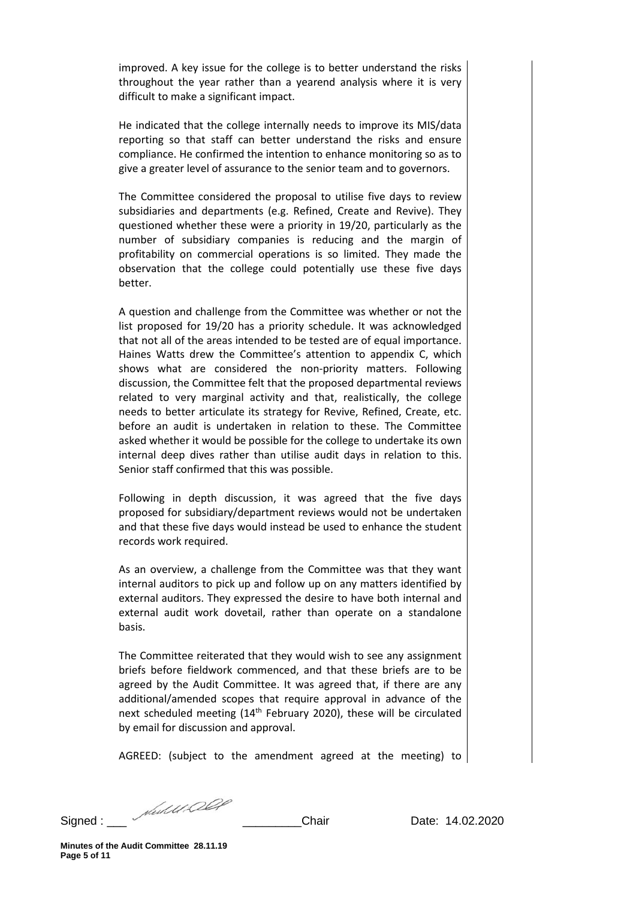improved. A key issue for the college is to better understand the risks throughout the year rather than a yearend analysis where it is very difficult to make a significant impact.

He indicated that the college internally needs to improve its MIS/data reporting so that staff can better understand the risks and ensure compliance. He confirmed the intention to enhance monitoring so as to give a greater level of assurance to the senior team and to governors.

The Committee considered the proposal to utilise five days to review subsidiaries and departments (e.g. Refined, Create and Revive). They questioned whether these were a priority in 19/20, particularly as the number of subsidiary companies is reducing and the margin of profitability on commercial operations is so limited. They made the observation that the college could potentially use these five days better.

A question and challenge from the Committee was whether or not the list proposed for 19/20 has a priority schedule. It was acknowledged that not all of the areas intended to be tested are of equal importance. Haines Watts drew the Committee's attention to appendix C, which shows what are considered the non-priority matters. Following discussion, the Committee felt that the proposed departmental reviews related to very marginal activity and that, realistically, the college needs to better articulate its strategy for Revive, Refined, Create, etc. before an audit is undertaken in relation to these. The Committee asked whether it would be possible for the college to undertake its own internal deep dives rather than utilise audit days in relation to this. Senior staff confirmed that this was possible.

Following in depth discussion, it was agreed that the five days proposed for subsidiary/department reviews would not be undertaken and that these five days would instead be used to enhance the student records work required.

As an overview, a challenge from the Committee was that they want internal auditors to pick up and follow up on any matters identified by external auditors. They expressed the desire to have both internal and external audit work dovetail, rather than operate on a standalone basis.

The Committee reiterated that they would wish to see any assignment briefs before fieldwork commenced, and that these briefs are to be agreed by the Audit Committee. It was agreed that, if there are any additional/amended scopes that require approval in advance of the next scheduled meeting (14th February 2020), these will be circulated by email for discussion and approval.

AGREED: (subject to the amendment agreed at the meeting) to

Signed : ___ [signature] _________Chair Date: 14.02.2020

**Minutes of the Audit Committee 28.11.19**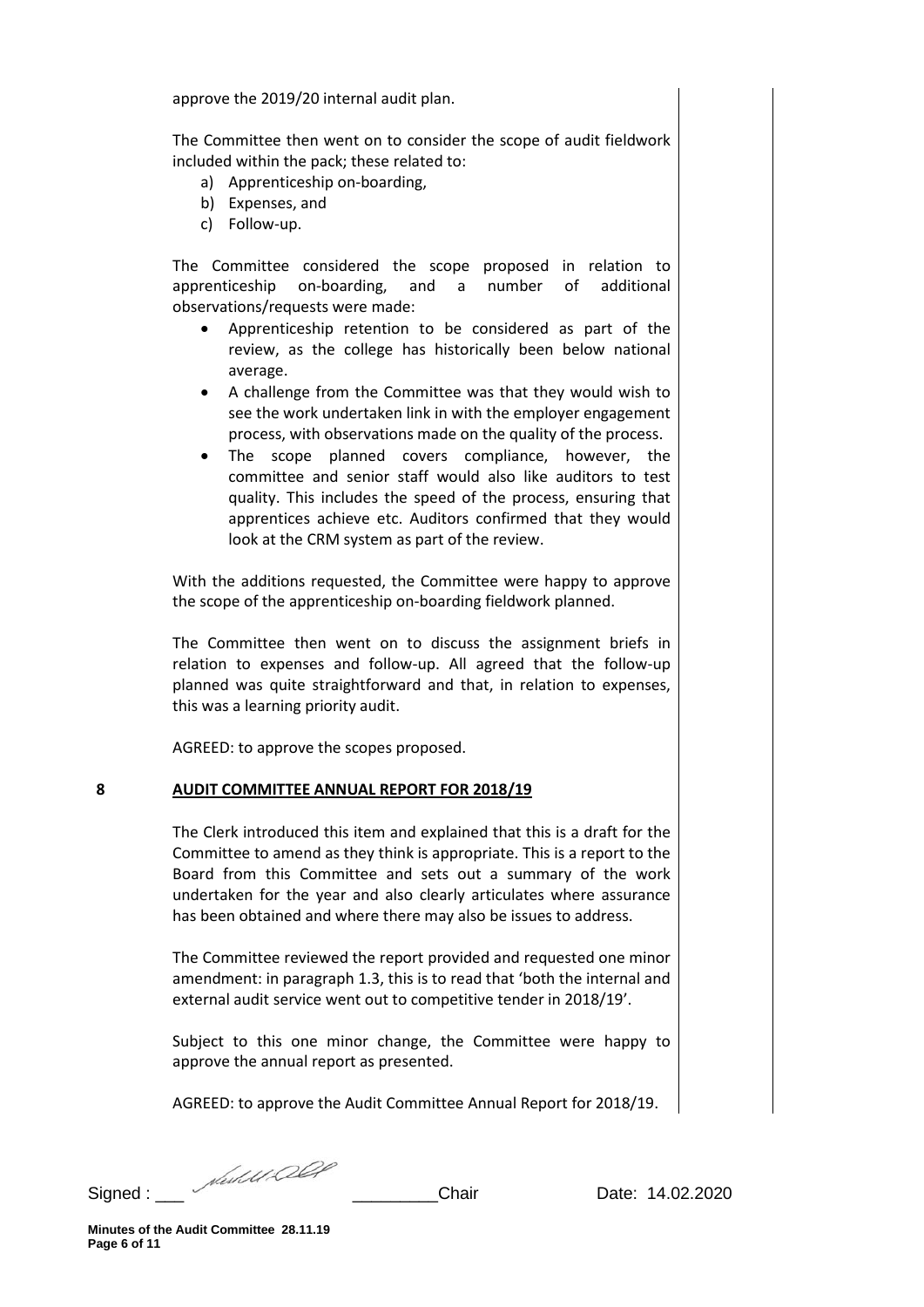approve the 2019/20 internal audit plan.

The Committee then went on to consider the scope of audit fieldwork included within the pack; these related to:

a) Apprenticeship on-boarding,
b) Expenses, and
c) Follow-up.

The Committee considered the scope proposed in relation to apprenticeship on-boarding, and a number of additional observations/requests were made:

- Apprenticeship retention to be considered as part of the review, as the college has historically been below national average.
- A challenge from the Committee was that they would wish to see the work undertaken link in with the employer engagement process, with observations made on the quality of the process.
- The scope planned covers compliance, however, the committee and senior staff would also like auditors to test quality. This includes the speed of the process, ensuring that apprentices achieve etc. Auditors confirmed that they would look at the CRM system as part of the review.

With the additions requested, the Committee were happy to approve the scope of the apprenticeship on-boarding fieldwork planned.

The Committee then went on to discuss the assignment briefs in relation to expenses and follow-up. All agreed that the follow-up planned was quite straightforward and that, in relation to expenses, this was a learning priority audit.

AGREED: to approve the scopes proposed.

## 8 AUDIT COMMITTEE ANNUAL REPORT FOR 2018/19

The Clerk introduced this item and explained that this is a draft for the Committee to amend as they think is appropriate. This is a report to the Board from this Committee and sets out a summary of the work undertaken for the year and also clearly articulates where assurance has been obtained and where there may also be issues to address.

The Committee reviewed the report provided and requested one minor amendment: in paragraph 1.3, this is to read that 'both the internal and external audit service went out to competitive tender in 2018/19'.

Subject to this one minor change, the Committee were happy to approve the annual report as presented.

AGREED: to approve the Audit Committee Annual Report for 2018/19.

Signed : ___ [signature] _________Chair Date: 14.02.2020

**Minutes of the Audit Committee 28.11.19**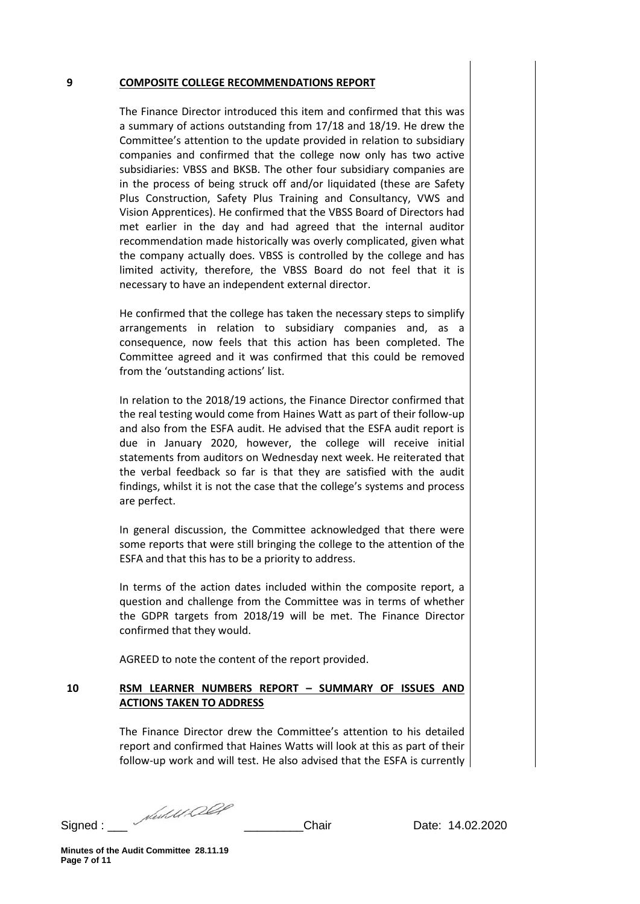## 9 COMPOSITE COLLEGE RECOMMENDATIONS REPORT

The Finance Director introduced this item and confirmed that this was a summary of actions outstanding from 17/18 and 18/19. He drew the Committee's attention to the update provided in relation to subsidiary companies and confirmed that the college now only has two active subsidiaries: VBSS and BKSB. The other four subsidiary companies are in the process of being struck off and/or liquidated (these are Safety Plus Construction, Safety Plus Training and Consultancy, VWS and Vision Apprentices). He confirmed that the VBSS Board of Directors had met earlier in the day and had agreed that the internal auditor recommendation made historically was overly complicated, given what the company actually does. VBSS is controlled by the college and has limited activity, therefore, the VBSS Board do not feel that it is necessary to have an independent external director.

He confirmed that the college has taken the necessary steps to simplify arrangements in relation to subsidiary companies and, as a consequence, now feels that this action has been completed. The Committee agreed and it was confirmed that this could be removed from the 'outstanding actions' list.

In relation to the 2018/19 actions, the Finance Director confirmed that the real testing would come from Haines Watt as part of their follow-up and also from the ESFA audit. He advised that the ESFA audit report is due in January 2020, however, the college will receive initial statements from auditors on Wednesday next week. He reiterated that the verbal feedback so far is that they are satisfied with the audit findings, whilst it is not the case that the college's systems and process are perfect.

In general discussion, the Committee acknowledged that there were some reports that were still bringing the college to the attention of the ESFA and that this has to be a priority to address.

In terms of the action dates included within the composite report, a question and challenge from the Committee was in terms of whether the GDPR targets from 2018/19 will be met. The Finance Director confirmed that they would.

AGREED to note the content of the report provided.

## 10 RSM LEARNER NUMBERS REPORT – SUMMARY OF ISSUES AND ACTIONS TAKEN TO ADDRESS

The Finance Director drew the Committee's attention to his detailed report and confirmed that Haines Watts will look at this as part of their follow-up work and will test. He also advised that the ESFA is currently

Signed : \_\_\_ \_\_\_\_\_\_\_\_\_Chair Date: 14.02.2020

Minutes of the Audit Committee 28.11.19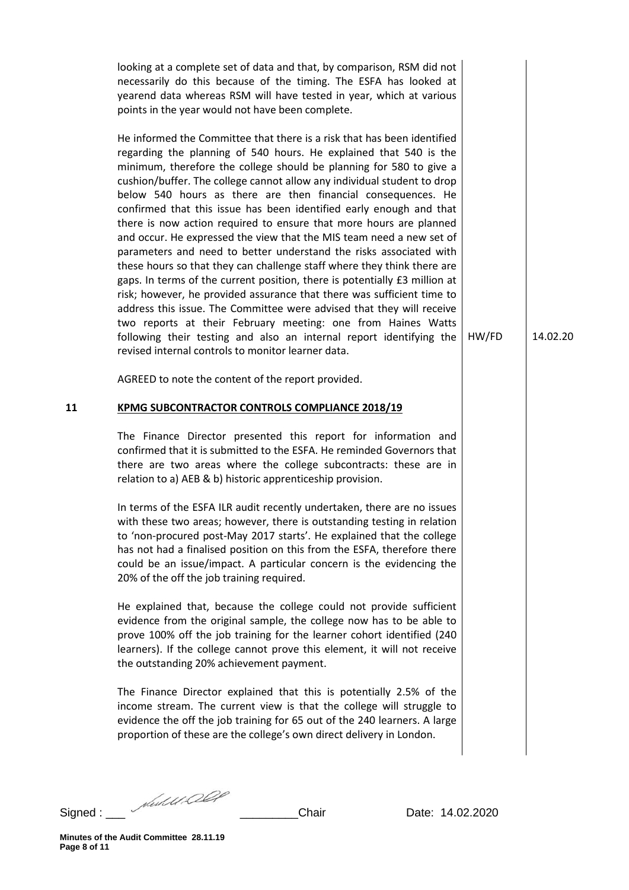looking at a complete set of data and that, by comparison, RSM did not necessarily do this because of the timing. The ESFA has looked at yearend data whereas RSM will have tested in year, which at various points in the year would not have been complete.

He informed the Committee that there is a risk that has been identified regarding the planning of 540 hours. He explained that 540 is the minimum, therefore the college should be planning for 580 to give a cushion/buffer. The college cannot allow any individual student to drop below 540 hours as there are then financial consequences. He confirmed that this issue has been identified early enough and that there is now action required to ensure that more hours are planned and occur. He expressed the view that the MIS team need a new set of parameters and need to better understand the risks associated with these hours so that they can challenge staff where they think there are gaps. In terms of the current position, there is potentially £3 million at risk; however, he provided assurance that there was sufficient time to address this issue. The Committee were advised that they will receive two reports at their February meeting: one from Haines Watts following their testing and also an internal report identifying the revised internal controls to monitor learner data. — HW/FD — 14.02.20

AGREED to note the content of the report provided.

**11 KPMG SUBCONTRACTOR CONTROLS COMPLIANCE 2018/19**

The Finance Director presented this report for information and confirmed that it is submitted to the ESFA. He reminded Governors that there are two areas where the college subcontracts: these are in relation to a) AEB & b) historic apprenticeship provision.

In terms of the ESFA ILR audit recently undertaken, there are no issues with these two areas; however, there is outstanding testing in relation to 'non-procured post-May 2017 starts'. He explained that the college has not had a finalised position on this from the ESFA, therefore there could be an issue/impact. A particular concern is the evidencing the 20% of the off the job training required.

He explained that, because the college could not provide sufficient evidence from the original sample, the college now has to be able to prove 100% off the job training for the learner cohort identified (240 learners). If the college cannot prove this element, it will not receive the outstanding 20% achievement payment.

The Finance Director explained that this is potentially 2.5% of the income stream. The current view is that the college will struggle to evidence the off the job training for 65 out of the 240 learners. A large proportion of these are the college's own direct delivery in London.

Signed : ___ _________Chair Date: 14.02.2020

Minutes of the Audit Committee 28.11.19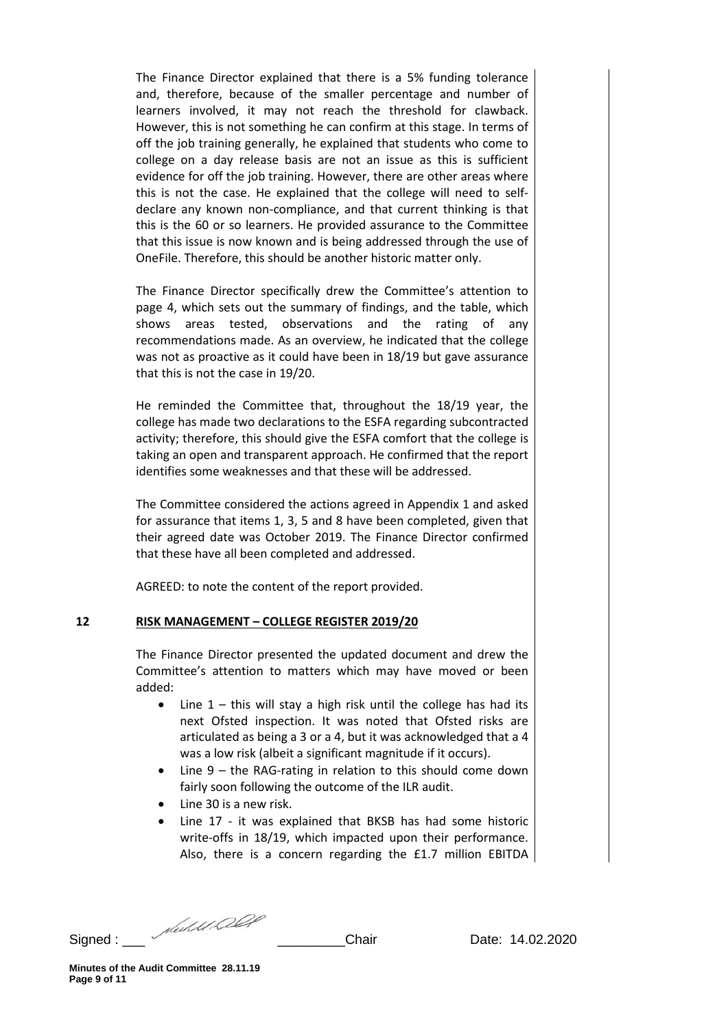The Finance Director explained that there is a 5% funding tolerance and, therefore, because of the smaller percentage and number of learners involved, it may not reach the threshold for clawback. However, this is not something he can confirm at this stage. In terms of off the job training generally, he explained that students who come to college on a day release basis are not an issue as this is sufficient evidence for off the job training. However, there are other areas where this is not the case. He explained that the college will need to self-declare any known non-compliance, and that current thinking is that this is the 60 or so learners. He provided assurance to the Committee that this issue is now known and is being addressed through the use of OneFile. Therefore, this should be another historic matter only.

The Finance Director specifically drew the Committee's attention to page 4, which sets out the summary of findings, and the table, which shows areas tested, observations and the rating of any recommendations made. As an overview, he indicated that the college was not as proactive as it could have been in 18/19 but gave assurance that this is not the case in 19/20.

He reminded the Committee that, throughout the 18/19 year, the college has made two declarations to the ESFA regarding subcontracted activity; therefore, this should give the ESFA comfort that the college is taking an open and transparent approach. He confirmed that the report identifies some weaknesses and that these will be addressed.

The Committee considered the actions agreed in Appendix 1 and asked for assurance that items 1, 3, 5 and 8 have been completed, given that their agreed date was October 2019. The Finance Director confirmed that these have all been completed and addressed.

AGREED: to note the content of the report provided.

## 12 RISK MANAGEMENT – COLLEGE REGISTER 2019/20

The Finance Director presented the updated document and drew the Committee's attention to matters which may have moved or been added:

- Line 1 – this will stay a high risk until the college has had its next Ofsted inspection. It was noted that Ofsted risks are articulated as being a 3 or a 4, but it was acknowledged that a 4 was a low risk (albeit a significant magnitude if it occurs).
- Line 9 – the RAG-rating in relation to this should come down fairly soon following the outcome of the ILR audit.
- Line 30 is a new risk.
- Line 17 - it was explained that BKSB has had some historic write-offs in 18/19, which impacted upon their performance. Also, there is a concern regarding the £1.7 million EBITDA

Signed : ___ [signature] ________Chair Date: 14.02.2020

**Minutes of the Audit Committee 28.11.19**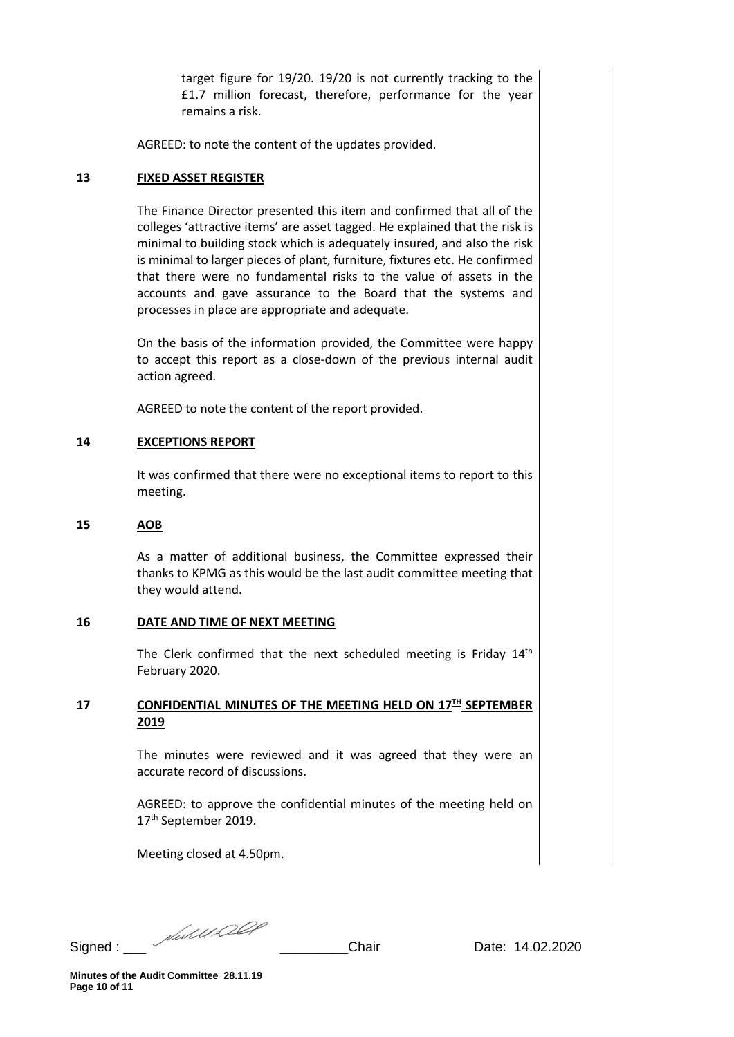target figure for 19/20. 19/20 is not currently tracking to the £1.7 million forecast, therefore, performance for the year remains a risk.

AGREED: to note the content of the updates provided.

**13 FIXED ASSET REGISTER**

The Finance Director presented this item and confirmed that all of the colleges 'attractive items' are asset tagged. He explained that the risk is minimal to building stock which is adequately insured, and also the risk is minimal to larger pieces of plant, furniture, fixtures etc. He confirmed that there were no fundamental risks to the value of assets in the accounts and gave assurance to the Board that the systems and processes in place are appropriate and adequate.

On the basis of the information provided, the Committee were happy to accept this report as a close-down of the previous internal audit action agreed.

AGREED to note the content of the report provided.

**14 EXCEPTIONS REPORT**

It was confirmed that there were no exceptional items to report to this meeting.

**15 AOB**

As a matter of additional business, the Committee expressed their thanks to KPMG as this would be the last audit committee meeting that they would attend.

**16 DATE AND TIME OF NEXT MEETING**

The Clerk confirmed that the next scheduled meeting is Friday 14th February 2020.

**17 CONFIDENTIAL MINUTES OF THE MEETING HELD ON 17TH SEPTEMBER 2019**

The minutes were reviewed and it was agreed that they were an accurate record of discussions.

AGREED: to approve the confidential minutes of the meeting held on 17th September 2019.

Meeting closed at 4.50pm.

Signed : ___ [signature] _________Chair Date: 14.02.2020

**Minutes of the Audit Committee 28.11.19**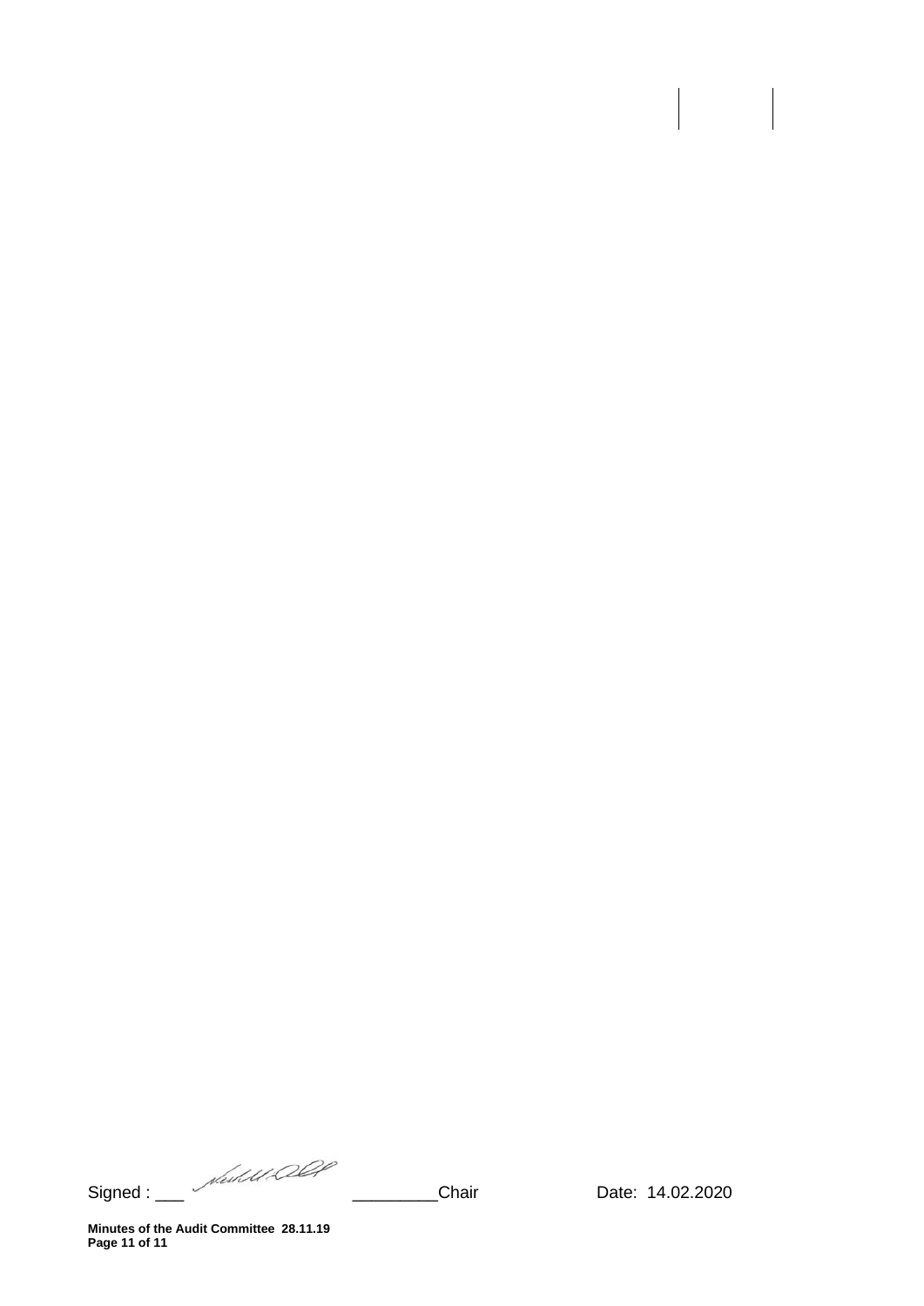Signed : ___ ________Chair Date: 14.02.2020

**Minutes of the Audit Committee 28.11.19**